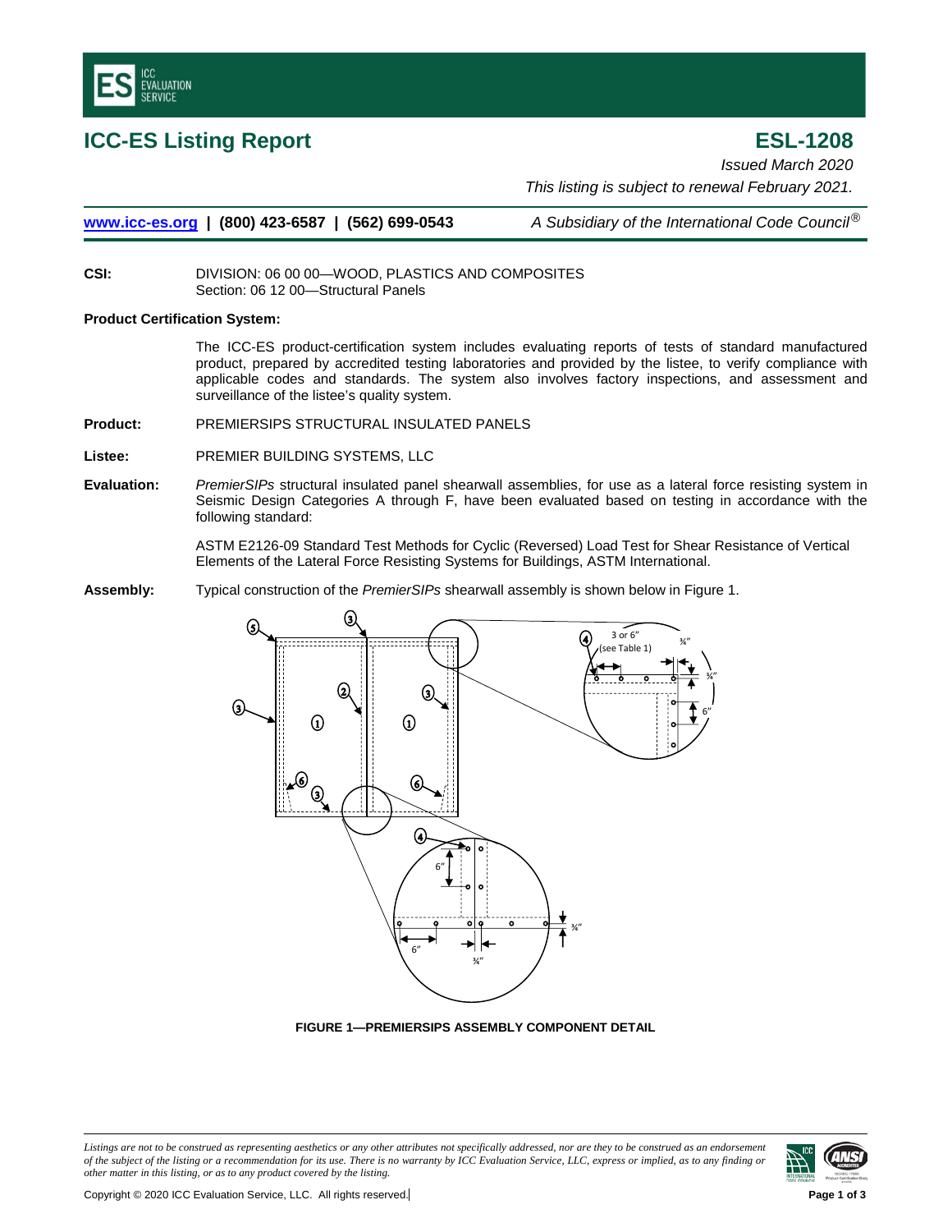# ICC-ES Listing Report

# ESL-1208

*Issued March 2020*

*This listing is subject to renewal February 2021.*

[www.icc-es.org](http://www.icc-es.org) | (800) 423-6587 | (562) 699-0543 *A Subsidiary of the International Code Council®*

**CSI:** DIVISION: 06 00 00—WOOD, PLASTICS AND COMPOSITES
Section: 06 12 00—Structural Panels

**Product Certification System:**

The ICC-ES product-certification system includes evaluating reports of tests of standard manufactured product, prepared by accredited testing laboratories and provided by the listee, to verify compliance with applicable codes and standards. The system also involves factory inspections, and assessment and surveillance of the listee's quality system.

**Product:** PREMIERSIPS STRUCTURAL INSULATED PANELS

**Listee:** PREMIER BUILDING SYSTEMS, LLC

**Evaluation:** *PremierSIPs* structural insulated panel shearwall assemblies, for use as a lateral force resisting system in Seismic Design Categories A through F, have been evaluated based on testing in accordance with the following standard:

ASTM E2126-09 Standard Test Methods for Cyclic (Reversed) Load Test for Shear Resistance of Vertical Elements of the Lateral Force Resisting Systems for Buildings, ASTM International.

**Assembly:** Typical construction of the *PremierSIPs* shearwall assembly is shown below in Figure 1.

**FIGURE 1—PREMIERSIPS ASSEMBLY COMPONENT DETAIL**

*Listings are not to be construed as representing aesthetics or any other attributes not specifically addressed, nor are they to be construed as an endorsement of the subject of the listing or a recommendation for its use. There is no warranty by ICC Evaluation Service, LLC, express or implied, as to any finding or other matter in this listing, or as to any product covered by the listing.*

Copyright © 2020 ICC Evaluation Service, LLC. All rights reserved.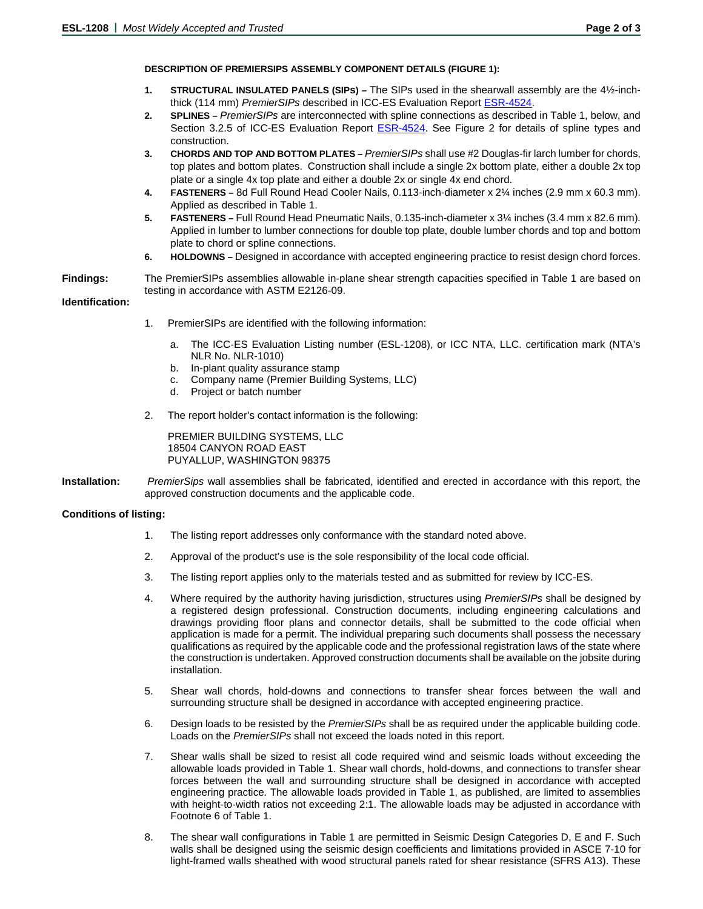**DESCRIPTION OF PREMIERSIPS ASSEMBLY COMPONENT DETAILS (FIGURE 1):**

1. **STRUCTURAL INSULATED PANELS (SIPs) –** The SIPs used in the shearwall assembly are the 4½-inch-thick (114 mm) *PremierSIPs* described in ICC-ES Evaluation Report ESR-4524.
2. **SPLINES –** *PremierSIPs* are interconnected with spline connections as described in Table 1, below, and Section 3.2.5 of ICC-ES Evaluation Report ESR-4524. See Figure 2 for details of spline types and construction.
3. **CHORDS AND TOP AND BOTTOM PLATES –** *PremierSIPs* shall use #2 Douglas-fir larch lumber for chords, top plates and bottom plates. Construction shall include a single 2x bottom plate, either a double 2x top plate or a single 4x top plate and either a double 2x or single 4x end chord.
4. **FASTENERS –** 8d Full Round Head Cooler Nails, 0.113-inch-diameter x 2¼ inches (2.9 mm x 60.3 mm). Applied as described in Table 1.
5. **FASTENERS –** Full Round Head Pneumatic Nails, 0.135-inch-diameter x 3¼ inches (3.4 mm x 82.6 mm). Applied in lumber to lumber connections for double top plate, double lumber chords and top and bottom plate to chord or spline connections.
6. **HOLDOWNS –** Designed in accordance with accepted engineering practice to resist design chord forces.

**Findings:** The PremierSIPs assemblies allowable in-plane shear strength capacities specified in Table 1 are based on testing in accordance with ASTM E2126-09.

**Identification:**

1. PremierSIPs are identified with the following information:

   a. The ICC-ES Evaluation Listing number (ESL-1208), or ICC NTA, LLC. certification mark (NTA's NLR No. NLR-1010)
   b. In-plant quality assurance stamp
   c. Company name (Premier Building Systems, LLC)
   d. Project or batch number

2. The report holder's contact information is the following:

   PREMIER BUILDING SYSTEMS, LLC
   18504 CANYON ROAD EAST
   PUYALLUP, WASHINGTON 98375

**Installation:** *PremierSips* wall assemblies shall be fabricated, identified and erected in accordance with this report, the approved construction documents and the applicable code.

**Conditions of listing:**

1. The listing report addresses only conformance with the standard noted above.

2. Approval of the product's use is the sole responsibility of the local code official.

3. The listing report applies only to the materials tested and as submitted for review by ICC-ES.

4. Where required by the authority having jurisdiction, structures using *PremierSIPs* shall be designed by a registered design professional. Construction documents, including engineering calculations and drawings providing floor plans and connector details, shall be submitted to the code official when application is made for a permit. The individual preparing such documents shall possess the necessary qualifications as required by the applicable code and the professional registration laws of the state where the construction is undertaken. Approved construction documents shall be available on the jobsite during installation.

5. Shear wall chords, hold-downs and connections to transfer shear forces between the wall and surrounding structure shall be designed in accordance with accepted engineering practice.

6. Design loads to be resisted by the *PremierSIPs* shall be as required under the applicable building code. Loads on the *PremierSIPs* shall not exceed the loads noted in this report.

7. Shear walls shall be sized to resist all code required wind and seismic loads without exceeding the allowable loads provided in Table 1. Shear wall chords, hold-downs, and connections to transfer shear forces between the wall and surrounding structure shall be designed in accordance with accepted engineering practice. The allowable loads provided in Table 1, as published, are limited to assemblies with height-to-width ratios not exceeding 2:1. The allowable loads may be adjusted in accordance with Footnote 6 of Table 1.

8. The shear wall configurations in Table 1 are permitted in Seismic Design Categories D, E and F. Such walls shall be designed using the seismic design coefficients and limitations provided in ASCE 7-10 for light-framed walls sheathed with wood structural panels rated for shear resistance (SFRS A13). These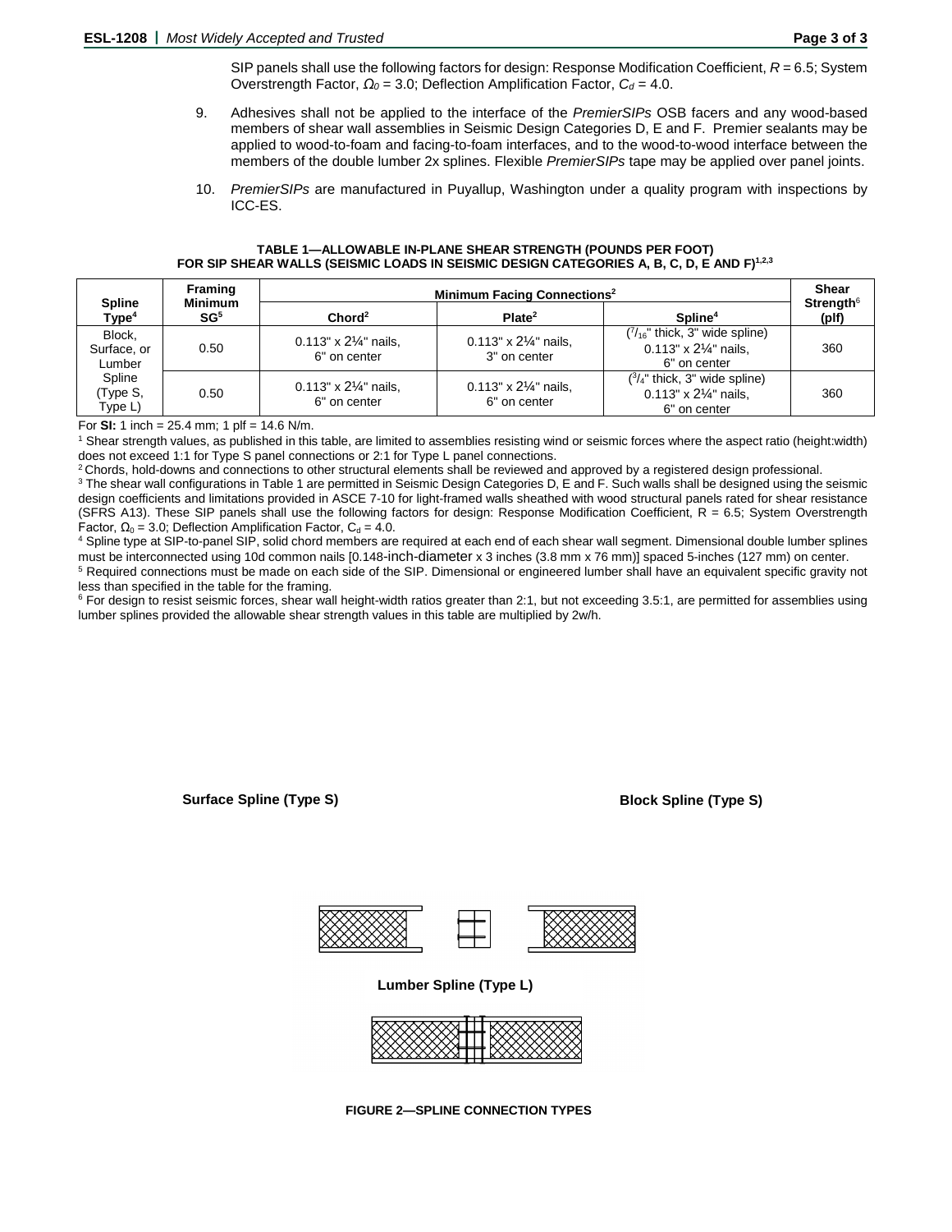SIP panels shall use the following factors for design: Response Modification Coefficient, $R = 6.5$; System Overstrength Factor, $\Omega_0 = 3.0$; Deflection Amplification Factor, $C_d = 4.0$.

9. Adhesives shall not be applied to the interface of the *PremierSIPs* OSB facers and any wood-based members of shear wall assemblies in Seismic Design Categories D, E and F. Premier sealants may be applied to wood-to-foam and facing-to-foam interfaces, and to the wood-to-wood interface between the members of the double lumber 2x splines. Flexible *PremierSIPs* tape may be applied over panel joints.

10. *PremierSIPs* are manufactured in Puyallup, Washington under a quality program with inspections by ICC-ES.

**TABLE 1—ALLOWABLE IN-PLANE SHEAR STRENGTH (POUNDS PER FOOT) FOR SIP SHEAR WALLS (SEISMIC LOADS IN SEISMIC DESIGN CATEGORIES A, B, C, D, E AND F)[1,2,3]**

| Spline Type[4] | Framing Minimum SG[5] | Minimum Facing Connections[2] | | | Shear Strength[6] (plf) |
|---|---|---|---|---|---|
| | | Chord[2] | Plate[2] | Spline[4] | |
| Block, Surface, or Lumber Spline (Type S, Type L) | 0.50 | 0.113" x 2¼" nails, 6" on center | 0.113" x 2¼" nails, 3" on center | (7/16" thick, 3" wide spline) 0.113" x 2¼" nails, 6" on center | 360 |
| | 0.50 | 0.113" x 2¼" nails, 6" on center | 0.113" x 2¼" nails, 6" on center | (3/4" thick, 3" wide spline) 0.113" x 2¼" nails, 6" on center | 360 |

For **SI:** 1 inch = 25.4 mm; 1 plf = 14.6 N/m.

[1] Shear strength values, as published in this table, are limited to assemblies resisting wind or seismic forces where the aspect ratio (height:width) does not exceed 1:1 for Type S panel connections or 2:1 for Type L panel connections.

[2] Chords, hold-downs and connections to other structural elements shall be reviewed and approved by a registered design professional.

[3] The shear wall configurations in Table 1 are permitted in Seismic Design Categories D, E and F. Such walls shall be designed using the seismic design coefficients and limitations provided in ASCE 7-10 for light-framed walls sheathed with wood structural panels rated for shear resistance (SFRS A13). These SIP panels shall use the following factors for design: Response Modification Coefficient, $R = 6.5$; System Overstrength Factor, $\Omega_0 = 3.0$; Deflection Amplification Factor, $C_d = 4.0$.

[4] Spline type at SIP-to-panel SIP, solid chord members are required at each end of each shear wall segment. Dimensional double lumber splines must be interconnected using 10d common nails [0.148-inch-diameter x 3 inches (3.8 mm x 76 mm)] spaced 5-inches (127 mm) on center.

[5] Required connections must be made on each side of the SIP. Dimensional or engineered lumber shall have an equivalent specific gravity not less than specified in the table for the framing.

[6] For design to resist seismic forces, shear wall height-width ratios greater than 2:1, but not exceeding 3.5:1, are permitted for assemblies using lumber splines provided the allowable shear strength values in this table are multiplied by 2w/h.

**Surface Spline (Type S)**

**Block Spline (Type S)**

**Lumber Spline (Type L)**

**FIGURE 2—SPLINE CONNECTION TYPES**